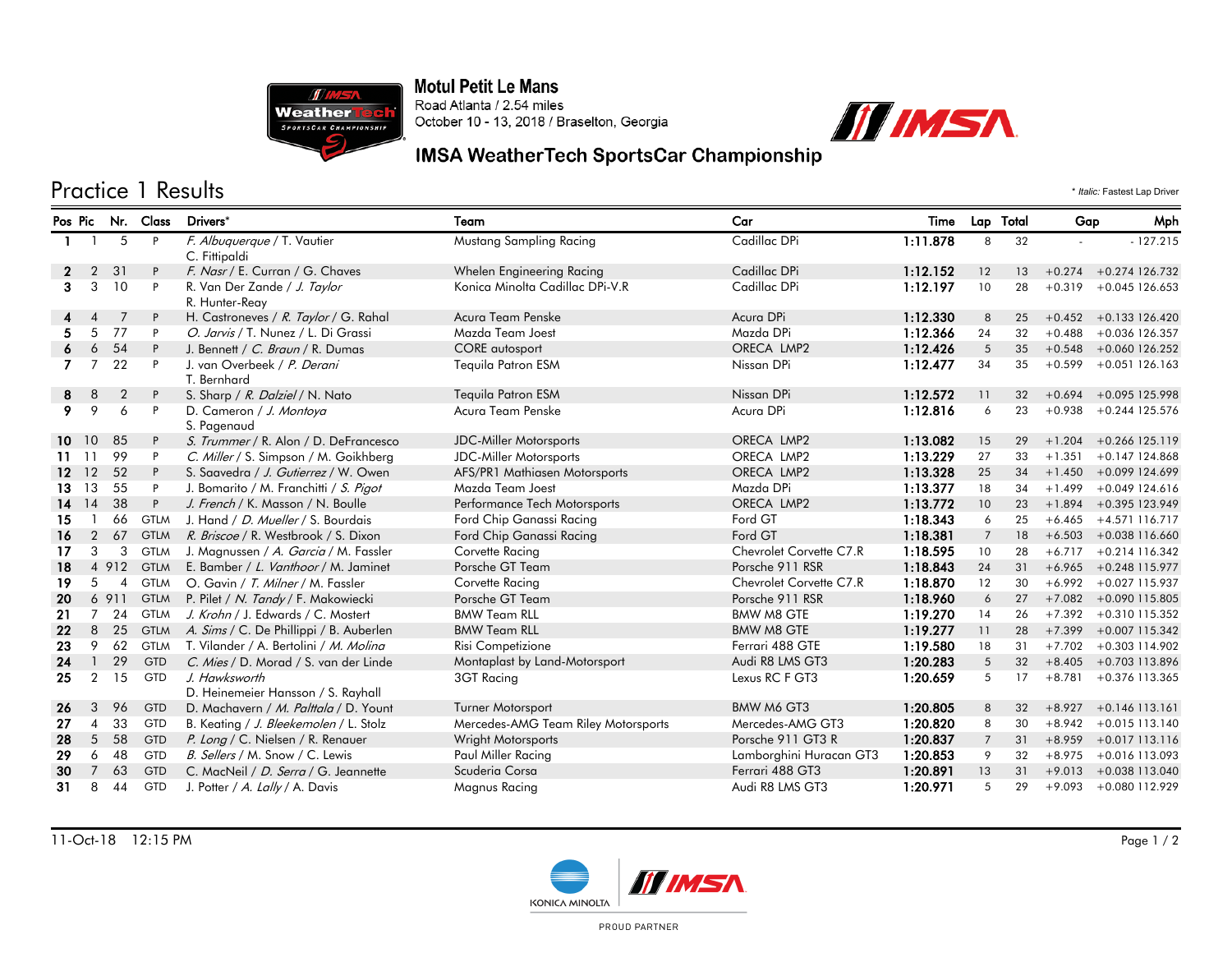# Motul Petit Le Mans

Road Atlanta / 2.54 miles

October 10 - 13, 2018 / Braselton, Georgia

## IMSA WeatherTech SportsCar Championship

## Practice 1 Results

\* *Italic:* Fastest Lap Driver

| Pos | Pic | Nr. | Class | Drivers* | Team | Car | Time | Lap | Total | Gap | | Mph |
|---|---|---|---|---|---|---|---|---|---|---|---|---|
| 1 | 1 | 5 | P | *F. Albuquerque* / T. Vautier / C. Fittipaldi | Mustang Sampling Racing | Cadillac DPi | 1:11.878 | 8 | 32 | - | - | 127.215 |
| 2 | 2 | 31 | P | *F. Nasr* / E. Curran / G. Chaves | Whelen Engineering Racing | Cadillac DPi | 1:12.152 | 12 | 13 | +0.274 | +0.274 | 126.732 |
| 3 | 3 | 10 | P | R. Van Der Zande / *J. Taylor* / R. Hunter-Reay | Konica Minolta Cadillac DPi-V.R | Cadillac DPi | 1:12.197 | 10 | 28 | +0.319 | +0.045 | 126.653 |
| 4 | 4 | 7 | P | H. Castroneves / *R. Taylor* / G. Rahal | Acura Team Penske | Acura DPi | 1:12.330 | 8 | 25 | +0.452 | +0.133 | 126.420 |
| 5 | 5 | 77 | P | *O. Jarvis* / T. Nunez / L. Di Grassi | Mazda Team Joest | Mazda DPi | 1:12.366 | 24 | 32 | +0.488 | +0.036 | 126.357 |
| 6 | 6 | 54 | P | J. Bennett / *C. Braun* / R. Dumas | CORE autosport | ORECA LMP2 | 1:12.426 | 5 | 35 | +0.548 | +0.060 | 126.252 |
| 7 | 7 | 22 | P | J. van Overbeek / *P. Derani* / T. Bernhard | Tequila Patron ESM | Nissan DPi | 1:12.477 | 34 | 35 | +0.599 | +0.051 | 126.163 |
| 8 | 8 | 2 | P | S. Sharp / *R. Dalziel* / N. Nato | Tequila Patron ESM | Nissan DPi | 1:12.572 | 11 | 32 | +0.694 | +0.095 | 125.998 |
| 9 | 9 | 6 | P | D. Cameron / *J. Montoya* / S. Pagenaud | Acura Team Penske | Acura DPi | 1:12.816 | 6 | 23 | +0.938 | +0.244 | 125.576 |
| 10 | 10 | 85 | P | *S. Trummer* / R. Alon / D. DeFrancesco | JDC-Miller Motorsports | ORECA LMP2 | 1:13.082 | 15 | 29 | +1.204 | +0.266 | 125.119 |
| 11 | 11 | 99 | P | *C. Miller* / S. Simpson / M. Goikhberg | JDC-Miller Motorsports | ORECA LMP2 | 1:13.229 | 27 | 33 | +1.351 | +0.147 | 124.868 |
| 12 | 12 | 52 | P | S. Saavedra / *J. Gutierrez* / W. Owen | AFS/PR1 Mathiasen Motorsports | ORECA LMP2 | 1:13.328 | 25 | 34 | +1.450 | +0.099 | 124.699 |
| 13 | 13 | 55 | P | J. Bomarito / M. Franchitti / *S. Pigot* | Mazda Team Joest | Mazda DPi | 1:13.377 | 18 | 34 | +1.499 | +0.049 | 124.616 |
| 14 | 14 | 38 | P | *J. French* / K. Masson / N. Boulle | Performance Tech Motorsports | ORECA LMP2 | 1:13.772 | 10 | 23 | +1.894 | +0.395 | 123.949 |
| 15 | 1 | 66 | GTLM | J. Hand / *D. Mueller* / S. Bourdais | Ford Chip Ganassi Racing | Ford GT | 1:18.343 | 6 | 25 | +6.465 | +4.571 | 116.717 |
| 16 | 2 | 67 | GTLM | *R. Briscoe* / R. Westbrook / S. Dixon | Ford Chip Ganassi Racing | Ford GT | 1:18.381 | 7 | 18 | +6.503 | +0.038 | 116.660 |
| 17 | 3 | 3 | GTLM | J. Magnussen / *A. Garcia* / M. Fassler | Corvette Racing | Chevrolet Corvette C7.R | 1:18.595 | 10 | 28 | +6.717 | +0.214 | 116.342 |
| 18 | 4 | 912 | GTLM | E. Bamber / *L. Vanthoor* / M. Jaminet | Porsche GT Team | Porsche 911 RSR | 1:18.843 | 24 | 31 | +6.965 | +0.248 | 115.977 |
| 19 | 5 | 4 | GTLM | O. Gavin / *T. Milner* / M. Fassler | Corvette Racing | Chevrolet Corvette C7.R | 1:18.870 | 12 | 30 | +6.992 | +0.027 | 115.937 |
| 20 | 6 | 911 | GTLM | P. Pilet / *N. Tandy* / F. Makowiecki | Porsche GT Team | Porsche 911 RSR | 1:18.960 | 6 | 27 | +7.082 | +0.090 | 115.805 |
| 21 | 7 | 24 | GTLM | *J. Krohn* / J. Edwards / C. Mostert | BMW Team RLL | BMW M8 GTE | 1:19.270 | 14 | 26 | +7.392 | +0.310 | 115.352 |
| 22 | 8 | 25 | GTLM | *A. Sims* / C. De Phillippi / B. Auberlen | BMW Team RLL | BMW M8 GTE | 1:19.277 | 11 | 28 | +7.399 | +0.007 | 115.342 |
| 23 | 9 | 62 | GTLM | T. Vilander / A. Bertolini / *M. Molina* | Risi Competizione | Ferrari 488 GTE | 1:19.580 | 18 | 31 | +7.702 | +0.303 | 114.902 |
| 24 | 1 | 29 | GTD | *C. Mies* / D. Morad / S. van der Linde | Montaplast by Land-Motorsport | Audi R8 LMS GT3 | 1:20.283 | 5 | 32 | +8.405 | +0.703 | 113.896 |
| 25 | 2 | 15 | GTD | *J. Hawksworth* / D. Heinemeier Hansson / S. Rayhall | 3GT Racing | Lexus RC F GT3 | 1:20.659 | 5 | 17 | +8.781 | +0.376 | 113.365 |
| 26 | 3 | 96 | GTD | D. Machavern / *M. Palttala* / D. Yount | Turner Motorsport | BMW M6 GT3 | 1:20.805 | 8 | 32 | +8.927 | +0.146 | 113.161 |
| 27 | 4 | 33 | GTD | B. Keating / *J. Bleekemolen* / L. Stolz | Mercedes-AMG Team Riley Motorsports | Mercedes-AMG GT3 | 1:20.820 | 8 | 30 | +8.942 | +0.015 | 113.140 |
| 28 | 5 | 58 | GTD | *P. Long* / C. Nielsen / R. Renauer | Wright Motorsports | Porsche 911 GT3 R | 1:20.837 | 7 | 31 | +8.959 | +0.017 | 113.116 |
| 29 | 6 | 48 | GTD | *B. Sellers* / M. Snow / C. Lewis | Paul Miller Racing | Lamborghini Huracan GT3 | 1:20.853 | 9 | 32 | +8.975 | +0.016 | 113.093 |
| 30 | 7 | 63 | GTD | C. MacNeil / *D. Serra* / G. Jeannette | Scuderia Corsa | Ferrari 488 GT3 | 1:20.891 | 13 | 31 | +9.013 | +0.038 | 113.040 |
| 31 | 8 | 44 | GTD | J. Potter / *A. Lally* / A. Davis | Magnus Racing | Audi R8 LMS GT3 | 1:20.971 | 5 | 29 | +9.093 | +0.080 | 112.929 |

11-Oct-18 12:15 PM

KONICA MINOLTA — PROUD PARTNER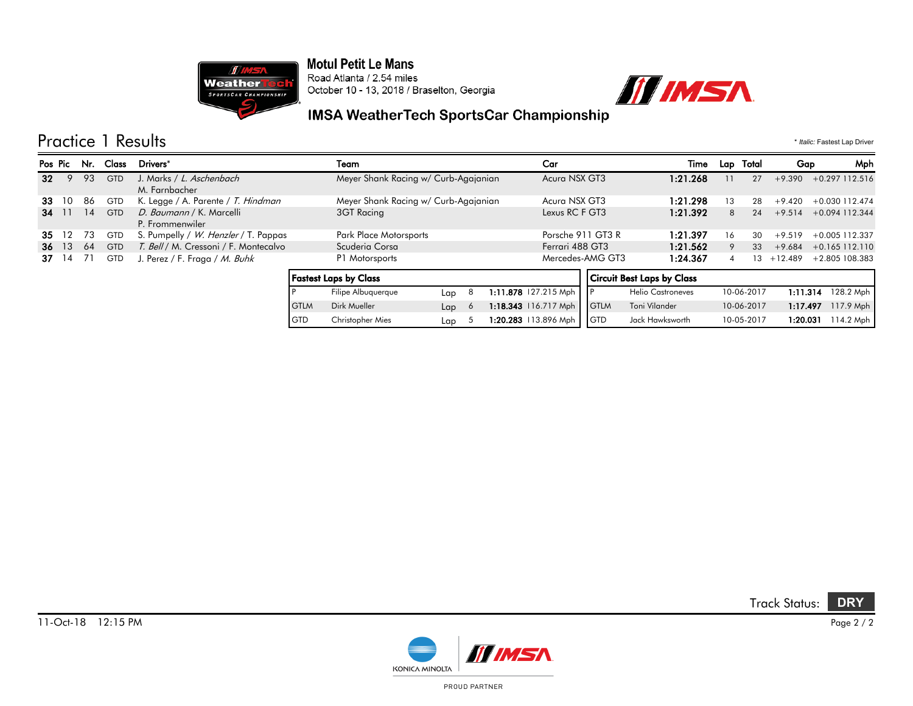Motul Petit Le Mans
Road Atlanta / 2.54 miles
October 10 - 13, 2018 / Braselton, Georgia

IMSA WeatherTech SportsCar Championship

## Practice 1 Results

\* *Italic:* Fastest Lap Driver

| Pos | Pic | Nr. | Class | Drivers* | Team | Car | Time | Lap | Total | Gap | | Mph |
|---|---|---|---|---|---|---|---|---|---|---|---|---|
| **32** | 9 | 93 | GTD | J. Marks / *L. Aschenbach* / M. Farnbacher | Meyer Shank Racing w/ Curb-Agajanian | Acura NSX GT3 | **1:21.268** | 11 | 27 | +9.390 | +0.297 | 112.516 |
| **33** | 10 | 86 | GTD | K. Legge / A. Parente / *T. Hindman* | Meyer Shank Racing w/ Curb-Agajanian | Acura NSX GT3 | **1:21.298** | 13 | 28 | +9.420 | +0.030 | 112.474 |
| **34** | 11 | 14 | GTD | *D. Baumann* / K. Marcelli / P. Frommenwiler | 3GT Racing | Lexus RC F GT3 | **1:21.392** | 8 | 24 | +9.514 | +0.094 | 112.344 |
| **35** | 12 | 73 | GTD | S. Pumpelly / *W. Henzler* / T. Pappas | Park Place Motorsports | Porsche 911 GT3 R | **1:21.397** | 16 | 30 | +9.519 | +0.005 | 112.337 |
| **36** | 13 | 64 | GTD | *T. Bell* / M. Cressoni / F. Montecalvo | Scuderia Corsa | Ferrari 488 GT3 | **1:21.562** | 9 | 33 | +9.684 | +0.165 | 112.110 |
| **37** | 14 | 71 | GTD | J. Perez / F. Fraga / *M. Buhk* | P1 Motorsports | Mercedes-AMG GT3 | **1:24.367** | 4 | 13 | +12.489 | +2.805 | 108.383 |

**Fastest Laps by Class**

| Class | Driver | | Lap | Time | Mph |
|---|---|---|---|---|---|
| P | Filipe Albuquerque | Lap | 8 | **1:11.878** | 127.215 Mph |
| GTLM | Dirk Mueller | Lap | 6 | **1:18.343** | 116.717 Mph |
| GTD | Christopher Mies | Lap | 5 | **1:20.283** | 113.896 Mph |

**Circuit Best Laps by Class**

| Class | Driver | Date | Time | Mph |
|---|---|---|---|---|
| P | Helio Castroneves | 10-06-2017 | **1:11.314** | 128.2 Mph |
| GTLM | Toni Vilander | 10-06-2017 | **1:17.497** | 117.9 Mph |
| GTD | Jack Hawksworth | 10-05-2017 | **1:20.031** | 114.2 Mph |

Track Status: **DRY**

11-Oct-18 12:15 PM

KONICA MINOLTA — IMSA PROUD PARTNER